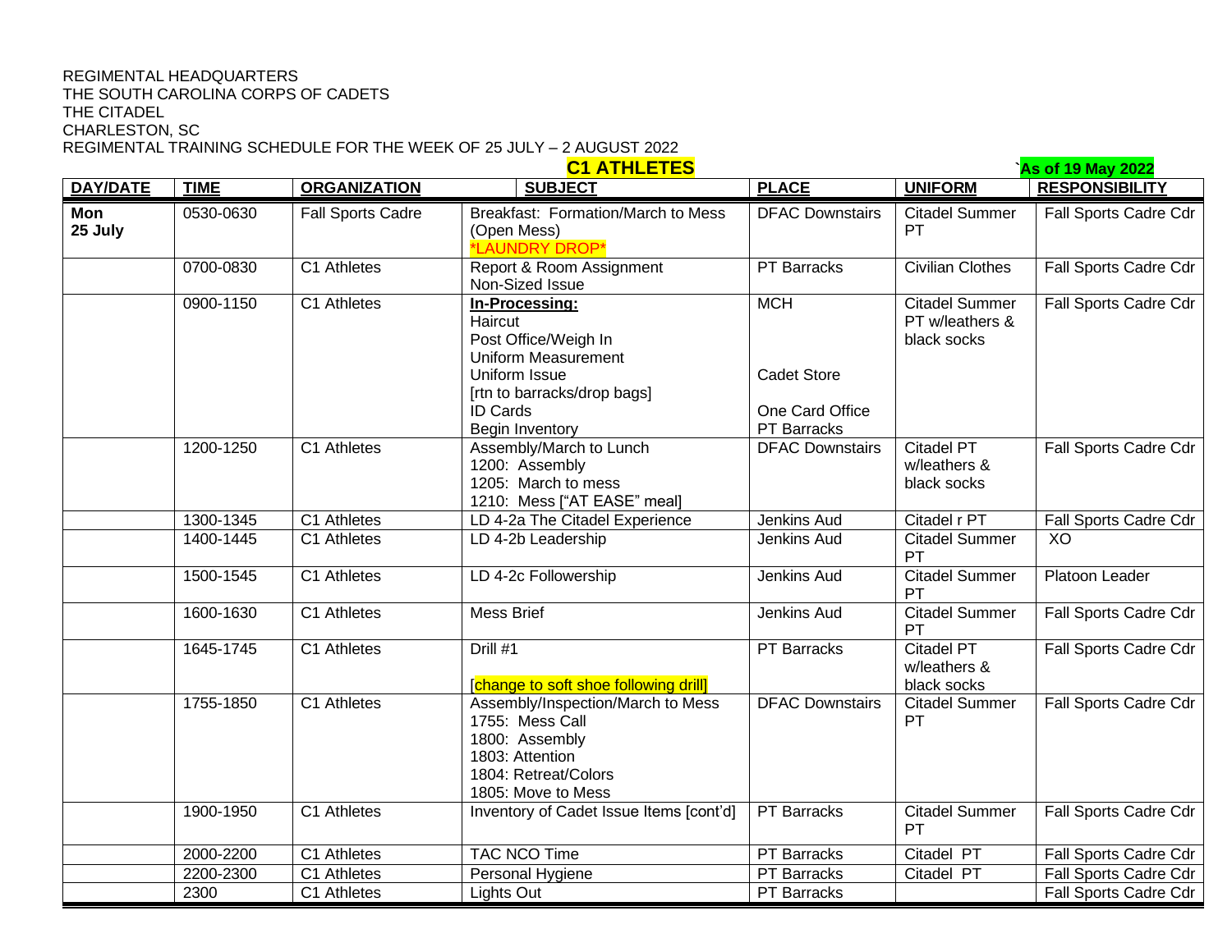REGIMENTAL HEADQUARTERS
THE SOUTH CAROLINA CORPS OF CADETS
THE CITADEL
CHARLESTON, SC
REGIMENTAL TRAINING SCHEDULE FOR THE WEEK OF 25 JULY – 2 AUGUST 2022

**C1 ATHLETES**

`**As of 19 May 2022**

| DAY/DATE | TIME | ORGANIZATION | SUBJECT | PLACE | UNIFORM | RESPONSIBILITY |
|---|---|---|---|---|---|---|
| **Mon 25 July** | 0530-0630 | Fall Sports Cadre | Breakfast: Formation/March to Mess (Open Mess) *LAUNDRY DROP* | DFAC Downstairs | Citadel Summer PT | Fall Sports Cadre Cdr |
| | 0700-0830 | C1 Athletes | Report & Room Assignment Non-Sized Issue | PT Barracks | Civilian Clothes | Fall Sports Cadre Cdr |
| | 0900-1150 | C1 Athletes | **In-Processing:** Haircut Post Office/Weigh In Uniform Measurement Uniform Issue [rtn to barracks/drop bags] ID Cards Begin Inventory | MCH Cadet Store One Card Office PT Barracks | Citadel Summer PT w/leathers & black socks | Fall Sports Cadre Cdr |
| | 1200-1250 | C1 Athletes | Assembly/March to Lunch 1200: Assembly 1205: March to mess 1210: Mess ["AT EASE" meal] | DFAC Downstairs | Citadel PT w/leathers & black socks | Fall Sports Cadre Cdr |
| | 1300-1345 | C1 Athletes | LD 4-2a The Citadel Experience | Jenkins Aud | Citadel r PT | Fall Sports Cadre Cdr |
| | 1400-1445 | C1 Athletes | LD 4-2b Leadership | Jenkins Aud | Citadel Summer PT | XO |
| | 1500-1545 | C1 Athletes | LD 4-2c Followership | Jenkins Aud | Citadel Summer PT | Platoon Leader |
| | 1600-1630 | C1 Athletes | Mess Brief | Jenkins Aud | Citadel Summer PT | Fall Sports Cadre Cdr |
| | 1645-1745 | C1 Athletes | Drill #1 [change to soft shoe following drill] | PT Barracks | Citadel PT w/leathers & black socks | Fall Sports Cadre Cdr |
| | 1755-1850 | C1 Athletes | Assembly/Inspection/March to Mess 1755: Mess Call 1800: Assembly 1803: Attention 1804: Retreat/Colors 1805: Move to Mess | DFAC Downstairs | Citadel Summer PT | Fall Sports Cadre Cdr |
| | 1900-1950 | C1 Athletes | Inventory of Cadet Issue Items [cont'd] | PT Barracks | Citadel Summer PT | Fall Sports Cadre Cdr |
| | 2000-2200 | C1 Athletes | TAC NCO Time | PT Barracks | Citadel PT | Fall Sports Cadre Cdr |
| | 2200-2300 | C1 Athletes | Personal Hygiene | PT Barracks | Citadel PT | Fall Sports Cadre Cdr |
| | 2300 | C1 Athletes | Lights Out | PT Barracks | | Fall Sports Cadre Cdr |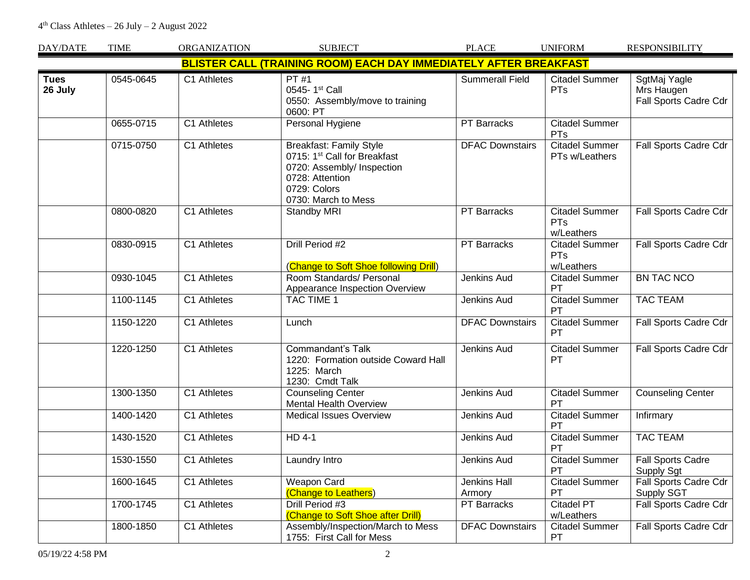4th Class Athletes – 26 July – 2 August 2022

| DAY/DATE | TIME | ORGANIZATION | SUBJECT | PLACE | UNIFORM | RESPONSIBILITY |
|---|---|---|---|---|---|---|
| **BLISTER CALL (TRAINING ROOM) EACH DAY IMMEDIATELY AFTER BREAKFAST** | | | | | | |
| **Tues 26 July** | 0545-0645 | C1 Athletes | PT #1<br>0545- 1st Call<br>0550: Assembly/move to training<br>0600: PT | Summerall Field | Citadel Summer PTs | SgtMaj Yagle<br>Mrs Haugen<br>Fall Sports Cadre Cdr |
| | 0655-0715 | C1 Athletes | Personal Hygiene | PT Barracks | Citadel Summer PTs | |
| | 0715-0750 | C1 Athletes | Breakfast: Family Style<br>0715: 1st Call for Breakfast<br>0720: Assembly/ Inspection<br>0728: Attention<br>0729: Colors<br>0730: March to Mess | DFAC Downstairs | Citadel Summer PTs w/Leathers | Fall Sports Cadre Cdr |
| | 0800-0820 | C1 Athletes | Standby MRI | PT Barracks | Citadel Summer PTs w/Leathers | Fall Sports Cadre Cdr |
| | 0830-0915 | C1 Athletes | Drill Period #2<br><br>(Change to Soft Shoe following Drill) | PT Barracks | Citadel Summer PTs w/Leathers | Fall Sports Cadre Cdr |
| | 0930-1045 | C1 Athletes | Room Standards/ Personal Appearance Inspection Overview | Jenkins Aud | Citadel Summer PT | BN TAC NCO |
| | 1100-1145 | C1 Athletes | TAC TIME 1 | Jenkins Aud | Citadel Summer PT | TAC TEAM |
| | 1150-1220 | C1 Athletes | Lunch | DFAC Downstairs | Citadel Summer PT | Fall Sports Cadre Cdr |
| | 1220-1250 | C1 Athletes | Commandant's Talk<br>1220: Formation outside Coward Hall<br>1225: March<br>1230: Cmdt Talk | Jenkins Aud | Citadel Summer PT | Fall Sports Cadre Cdr |
| | 1300-1350 | C1 Athletes | Counseling Center<br>Mental Health Overview | Jenkins Aud | Citadel Summer PT | Counseling Center |
| | 1400-1420 | C1 Athletes | Medical Issues Overview | Jenkins Aud | Citadel Summer PT | Infirmary |
| | 1430-1520 | C1 Athletes | HD 4-1 | Jenkins Aud | Citadel Summer PT | TAC TEAM |
| | 1530-1550 | C1 Athletes | Laundry Intro | Jenkins Aud | Citadel Summer PT | Fall Sports Cadre Supply Sgt |
| | 1600-1645 | C1 Athletes | Weapon Card<br>(Change to Leathers) | Jenkins Hall Armory | Citadel Summer PT | Fall Sports Cadre Cdr<br>Supply SGT |
| | 1700-1745 | C1 Athletes | Drill Period #3<br>(Change to Soft Shoe after Drill) | PT Barracks | Citadel PT w/Leathers | Fall Sports Cadre Cdr |
| | 1800-1850 | C1 Athletes | Assembly/Inspection/March to Mess<br>1755: First Call for Mess | DFAC Downstairs | Citadel Summer PT | Fall Sports Cadre Cdr |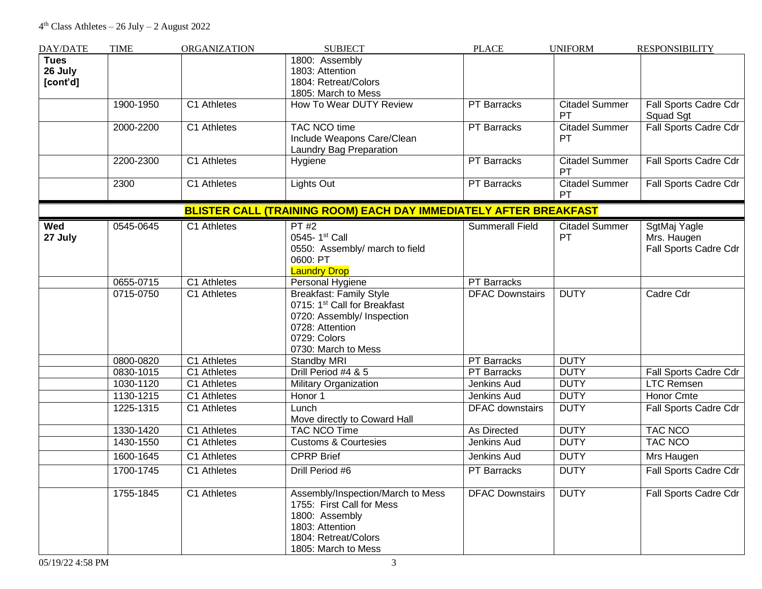4th Class Athletes – 26 July – 2 August 2022

| DAY/DATE | TIME | ORGANIZATION | SUBJECT | PLACE | UNIFORM | RESPONSIBILITY |
|---|---|---|---|---|---|---|
| **Tues 26 July [cont'd]** | | | 1800: Assembly<br>1803: Attention<br>1804: Retreat/Colors<br>1805: March to Mess | | | |
| | 1900-1950 | C1 Athletes | How To Wear DUTY Review | PT Barracks | Citadel Summer PT | Fall Sports Cadre Cdr<br>Squad Sgt |
| | 2000-2200 | C1 Athletes | TAC NCO time<br>Include Weapons Care/Clean<br>Laundry Bag Preparation | PT Barracks | Citadel Summer PT | Fall Sports Cadre Cdr |
| | 2200-2300 | C1 Athletes | Hygiene | PT Barracks | Citadel Summer PT | Fall Sports Cadre Cdr |
| | 2300 | C1 Athletes | Lights Out | PT Barracks | Citadel Summer PT | Fall Sports Cadre Cdr |
| **BLISTER CALL (TRAINING ROOM) EACH DAY IMMEDIATELY AFTER BREAKFAST** | | | | | | |
| **Wed 27 July** | 0545-0645 | C1 Athletes | PT #2<br>0545- 1st Call<br>0550: Assembly/ march to field<br>0600: PT<br>Laundry Drop | Summerall Field | Citadel Summer PT | SgtMaj Yagle<br>Mrs. Haugen<br>Fall Sports Cadre Cdr |
| | 0655-0715 | C1 Athletes | Personal Hygiene | PT Barracks | | |
| | 0715-0750 | C1 Athletes | Breakfast: Family Style<br>0715: 1st Call for Breakfast<br>0720: Assembly/ Inspection<br>0728: Attention<br>0729: Colors<br>0730: March to Mess | DFAC Downstairs | DUTY | Cadre Cdr |
| | 0800-0820 | C1 Athletes | Standby MRI | PT Barracks | DUTY | |
| | 0830-1015 | C1 Athletes | Drill Period #4 & 5 | PT Barracks | DUTY | Fall Sports Cadre Cdr |
| | 1030-1120 | C1 Athletes | Military Organization | Jenkins Aud | DUTY | LTC Remsen |
| | 1130-1215 | C1 Athletes | Honor 1 | Jenkins Aud | DUTY | Honor Cmte |
| | 1225-1315 | C1 Athletes | Lunch<br>Move directly to Coward Hall | DFAC downstairs | DUTY | Fall Sports Cadre Cdr |
| | 1330-1420 | C1 Athletes | TAC NCO Time | As Directed | DUTY | TAC NCO |
| | 1430-1550 | C1 Athletes | Customs & Courtesies | Jenkins Aud | DUTY | TAC NCO |
| | 1600-1645 | C1 Athletes | CPRP Brief | Jenkins Aud | DUTY | Mrs Haugen |
| | 1700-1745 | C1 Athletes | Drill Period #6 | PT Barracks | DUTY | Fall Sports Cadre Cdr |
| | 1755-1845 | C1 Athletes | Assembly/Inspection/March to Mess<br>1755: First Call for Mess<br>1800: Assembly<br>1803: Attention<br>1804: Retreat/Colors<br>1805: March to Mess | DFAC Downstairs | DUTY | Fall Sports Cadre Cdr |

05/19/22 4:58 PM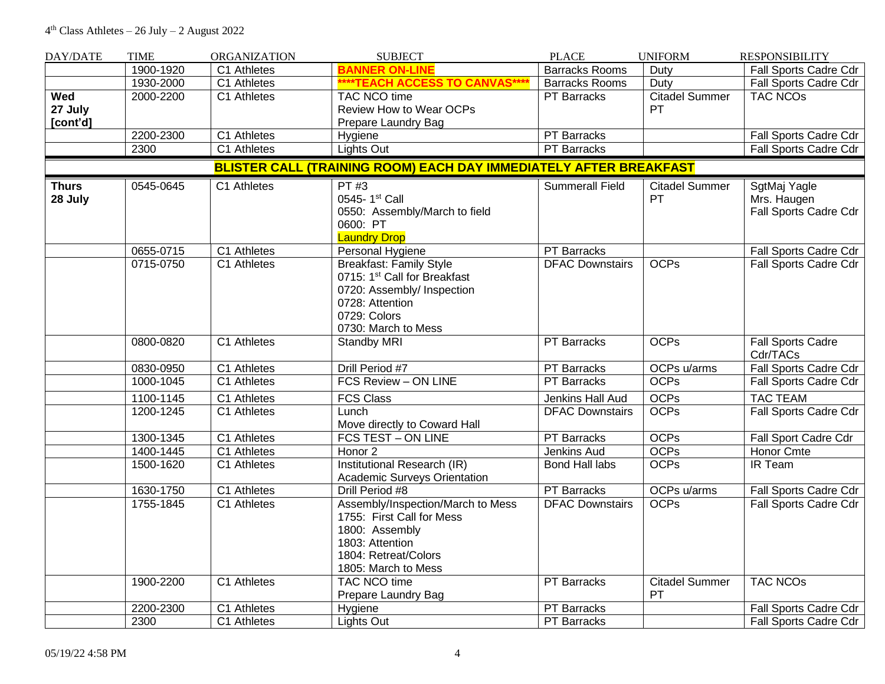4[th] Class Athletes – 26 July – 2 August 2022

| DAY/DATE | TIME | ORGANIZATION | SUBJECT | PLACE | UNIFORM | RESPONSIBILITY |
|---|---|---|---|---|---|---|
| | 1900-1920 | C1 Athletes | **BANNER ON-LINE** | Barracks Rooms | Duty | Fall Sports Cadre Cdr |
| | 1930-2000 | C1 Athletes | ****TEACH ACCESS TO CANVAS**** | Barracks Rooms | Duty | Fall Sports Cadre Cdr |
| **Wed 27 July [cont'd]** | 2000-2200 | C1 Athletes | TAC NCO time<br>Review How to Wear OCPs<br>Prepare Laundry Bag | PT Barracks | Citadel Summer PT | TAC NCOs |
| | 2200-2300 | C1 Athletes | Hygiene | PT Barracks | | Fall Sports Cadre Cdr |
| | 2300 | C1 Athletes | Lights Out | PT Barracks | | Fall Sports Cadre Cdr |
| | | | **BLISTER CALL (TRAINING ROOM) EACH DAY IMMEDIATELY AFTER BREAKFAST** | | | |
| **Thurs 28 July** | 0545-0645 | C1 Athletes | PT #3<br>0545- 1[st] Call<br>0550: Assembly/March to field<br>0600: PT<br>Laundry Drop | Summerall Field | Citadel Summer PT | SgtMaj Yagle<br>Mrs. Haugen<br>Fall Sports Cadre Cdr |
| | 0655-0715 | C1 Athletes | Personal Hygiene | PT Barracks | | Fall Sports Cadre Cdr |
| | 0715-0750 | C1 Athletes | Breakfast: Family Style<br>0715: 1[st] Call for Breakfast<br>0720: Assembly/ Inspection<br>0728: Attention<br>0729: Colors<br>0730: March to Mess | DFAC Downstairs | OCPs | Fall Sports Cadre Cdr |
| | 0800-0820 | C1 Athletes | Standby MRI | PT Barracks | OCPs | Fall Sports Cadre Cdr/TACs |
| | 0830-0950 | C1 Athletes | Drill Period #7 | PT Barracks | OCPs u/arms | Fall Sports Cadre Cdr |
| | 1000-1045 | C1 Athletes | FCS Review – ON LINE | PT Barracks | OCPs | Fall Sports Cadre Cdr |
| | 1100-1145 | C1 Athletes | FCS Class | Jenkins Hall Aud | OCPs | TAC TEAM |
| | 1200-1245 | C1 Athletes | Lunch<br>Move directly to Coward Hall | DFAC Downstairs | OCPs | Fall Sports Cadre Cdr |
| | 1300-1345 | C1 Athletes | FCS TEST – ON LINE | PT Barracks | OCPs | Fall Sport Cadre Cdr |
| | 1400-1445 | C1 Athletes | Honor 2 | Jenkins Aud | OCPs | Honor Cmte |
| | 1500-1620 | C1 Athletes | Institutional Research (IR)<br>Academic Surveys Orientation | Bond Hall labs | OCPs | IR Team |
| | 1630-1750 | C1 Athletes | Drill Period #8 | PT Barracks | OCPs u/arms | Fall Sports Cadre Cdr |
| | 1755-1845 | C1 Athletes | Assembly/Inspection/March to Mess<br>1755: First Call for Mess<br>1800: Assembly<br>1803: Attention<br>1804: Retreat/Colors<br>1805: March to Mess | DFAC Downstairs | OCPs | Fall Sports Cadre Cdr |
| | 1900-2200 | C1 Athletes | TAC NCO time<br>Prepare Laundry Bag | PT Barracks | Citadel Summer PT | TAC NCOs |
| | 2200-2300 | C1 Athletes | Hygiene | PT Barracks | | Fall Sports Cadre Cdr |
| | 2300 | C1 Athletes | Lights Out | PT Barracks | | Fall Sports Cadre Cdr |

05/19/22 4:58 PM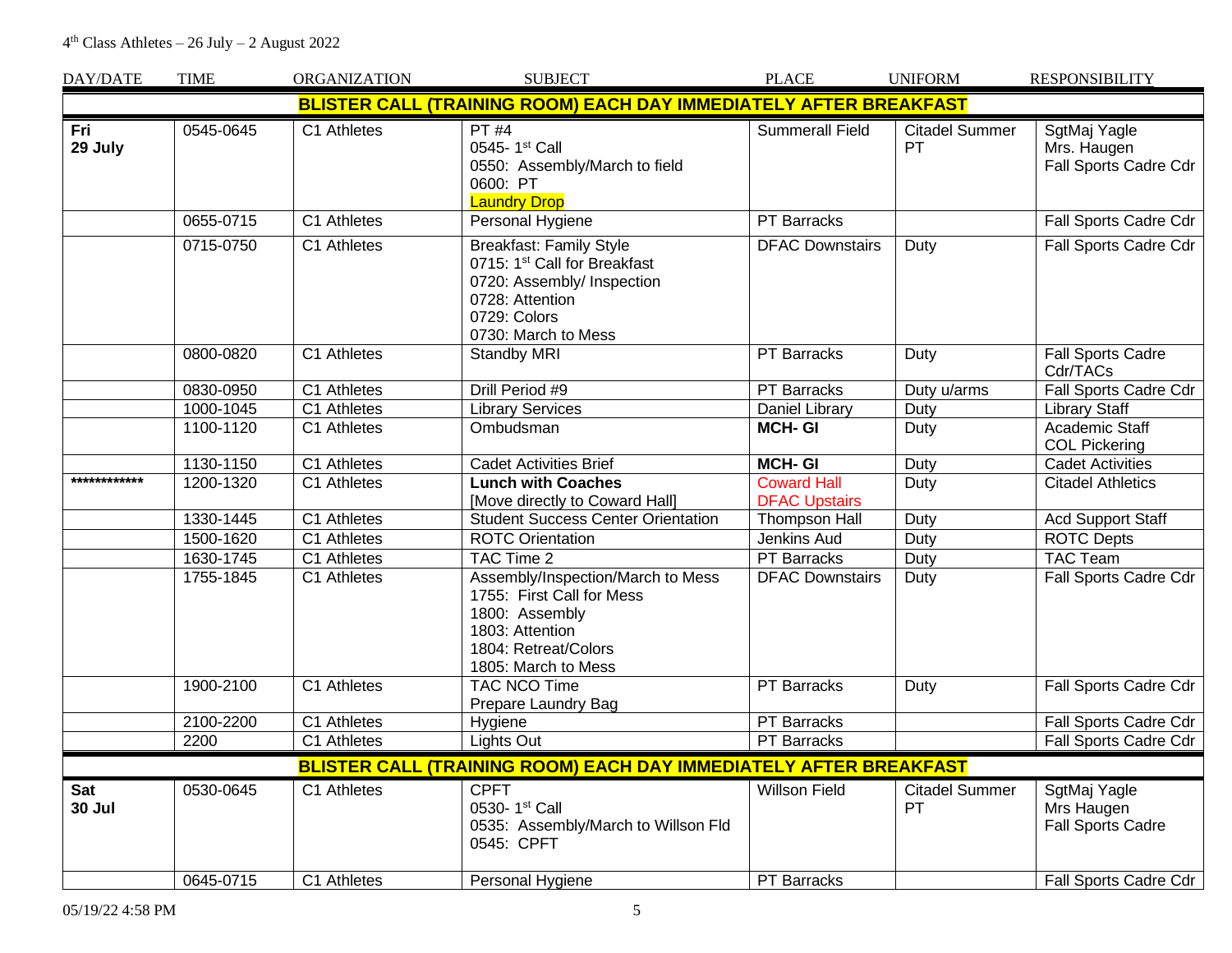4th Class Athletes – 26 July – 2 August 2022

| DAY/DATE | TIME | ORGANIZATION | SUBJECT | PLACE | UNIFORM | RESPONSIBILITY |
|---|---|---|---|---|---|---|
| **BLISTER CALL (TRAINING ROOM) EACH DAY IMMEDIATELY AFTER BREAKFAST** | | | | | | |
| **Fri 29 July** | 0545-0645 | C1 Athletes | PT #4<br>0545- 1st Call<br>0550: Assembly/March to field<br>0600: PT<br>Laundry Drop | Summerall Field | Citadel Summer PT | SgtMaj Yagle<br>Mrs. Haugen<br>Fall Sports Cadre Cdr |
| | 0655-0715 | C1 Athletes | Personal Hygiene | PT Barracks | | Fall Sports Cadre Cdr |
| | 0715-0750 | C1 Athletes | Breakfast: Family Style<br>0715: 1st Call for Breakfast<br>0720: Assembly/ Inspection<br>0728: Attention<br>0729: Colors<br>0730: March to Mess | DFAC Downstairs | Duty | Fall Sports Cadre Cdr |
| | 0800-0820 | C1 Athletes | Standby MRI | PT Barracks | Duty | Fall Sports Cadre Cdr/TACs |
| | 0830-0950 | C1 Athletes | Drill Period #9 | PT Barracks | Duty u/arms | Fall Sports Cadre Cdr |
| | 1000-1045 | C1 Athletes | Library Services | Daniel Library | Duty | Library Staff |
| | 1100-1120 | C1 Athletes | Ombudsman | **MCH- GI** | Duty | Academic Staff<br>COL Pickering |
| | 1130-1150 | C1 Athletes | Cadet Activities Brief | **MCH- GI** | Duty | Cadet Activities |
| ************ | 1200-1320 | C1 Athletes | **Lunch with Coaches**<br>[Move directly to Coward Hall] | Coward Hall<br>DFAC Upstairs | Duty | Citadel Athletics |
| | 1330-1445 | C1 Athletes | Student Success Center Orientation | Thompson Hall | Duty | Acd Support Staff |
| | 1500-1620 | C1 Athletes | ROTC Orientation | Jenkins Aud | Duty | ROTC Depts |
| | 1630-1745 | C1 Athletes | TAC Time 2 | PT Barracks | Duty | TAC Team |
| | 1755-1845 | C1 Athletes | Assembly/Inspection/March to Mess<br>1755: First Call for Mess<br>1800: Assembly<br>1803: Attention<br>1804: Retreat/Colors<br>1805: March to Mess | DFAC Downstairs | Duty | Fall Sports Cadre Cdr |
| | 1900-2100 | C1 Athletes | TAC NCO Time<br>Prepare Laundry Bag | PT Barracks | Duty | Fall Sports Cadre Cdr |
| | 2100-2200 | C1 Athletes | Hygiene | PT Barracks | | Fall Sports Cadre Cdr |
| | 2200 | C1 Athletes | Lights Out | PT Barracks | | Fall Sports Cadre Cdr |
| **BLISTER CALL (TRAINING ROOM) EACH DAY IMMEDIATELY AFTER BREAKFAST** | | | | | | |
| **Sat 30 Jul** | 0530-0645 | C1 Athletes | CPFT<br>0530- 1st Call<br>0535: Assembly/March to Willson Fld<br>0545: CPFT | Willson Field | Citadel Summer PT | SgtMaj Yagle<br>Mrs Haugen<br>Fall Sports Cadre |
| | 0645-0715 | C1 Athletes | Personal Hygiene | PT Barracks | | Fall Sports Cadre Cdr |

05/19/22 4:58 PM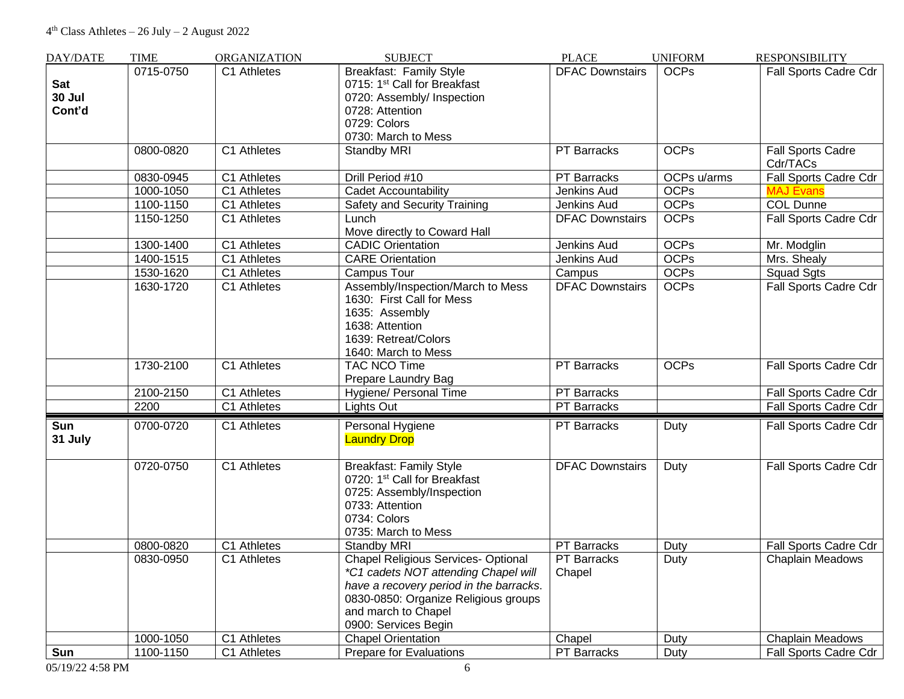4th Class Athletes – 26 July – 2 August 2022

| DAY/DATE | TIME | ORGANIZATION | SUBJECT | PLACE | UNIFORM | RESPONSIBILITY |
|---|---|---|---|---|---|---|
| **Sat 30 Jul Cont'd** | 0715-0750 | C1 Athletes | Breakfast: Family Style<br>0715: 1st Call for Breakfast<br>0720: Assembly/ Inspection<br>0728: Attention<br>0729: Colors<br>0730: March to Mess | DFAC Downstairs | OCPs | Fall Sports Cadre Cdr |
| | 0800-0820 | C1 Athletes | Standby MRI | PT Barracks | OCPs | Fall Sports Cadre Cdr/TACs |
| | 0830-0945 | C1 Athletes | Drill Period #10 | PT Barracks | OCPs u/arms | Fall Sports Cadre Cdr |
| | 1000-1050 | C1 Athletes | Cadet Accountability | Jenkins Aud | OCPs | MAJ Evans |
| | 1100-1150 | C1 Athletes | Safety and Security Training | Jenkins Aud | OCPs | COL Dunne |
| | 1150-1250 | C1 Athletes | Lunch<br>Move directly to Coward Hall | DFAC Downstairs | OCPs | Fall Sports Cadre Cdr |
| | 1300-1400 | C1 Athletes | CADIC Orientation | Jenkins Aud | OCPs | Mr. Modglin |
| | 1400-1515 | C1 Athletes | CARE Orientation | Jenkins Aud | OCPs | Mrs. Shealy |
| | 1530-1620 | C1 Athletes | Campus Tour | Campus | OCPs | Squad Sgts |
| | 1630-1720 | C1 Athletes | Assembly/Inspection/March to Mess<br>1630: First Call for Mess<br>1635: Assembly<br>1638: Attention<br>1639: Retreat/Colors<br>1640: March to Mess | DFAC Downstairs | OCPs | Fall Sports Cadre Cdr |
| | 1730-2100 | C1 Athletes | TAC NCO Time<br>Prepare Laundry Bag | PT Barracks | OCPs | Fall Sports Cadre Cdr |
| | 2100-2150 | C1 Athletes | Hygiene/ Personal Time | PT Barracks | | Fall Sports Cadre Cdr |
| | 2200 | C1 Athletes | Lights Out | PT Barracks | | Fall Sports Cadre Cdr |
| **Sun 31 July** | 0700-0720 | C1 Athletes | Personal Hygiene<br>Laundry Drop | PT Barracks | Duty | Fall Sports Cadre Cdr |
| | 0720-0750 | C1 Athletes | Breakfast: Family Style<br>0720: 1st Call for Breakfast<br>0725: Assembly/Inspection<br>0733: Attention<br>0734: Colors<br>0735: March to Mess | DFAC Downstairs | Duty | Fall Sports Cadre Cdr |
| | 0800-0820 | C1 Athletes | Standby MRI | PT Barracks | Duty | Fall Sports Cadre Cdr |
| | 0830-0950 | C1 Athletes | Chapel Religious Services- Optional<br>*\*C1 cadets NOT attending Chapel will have a recovery period in the barracks.*<br>0830-0850: Organize Religious groups and march to Chapel<br>0900: Services Begin | PT Barracks<br>Chapel | Duty | Chaplain Meadows |
| | 1000-1050 | C1 Athletes | Chapel Orientation | Chapel | Duty | Chaplain Meadows |
| **Sun** | 1100-1150 | C1 Athletes | Prepare for Evaluations | PT Barracks | Duty | Fall Sports Cadre Cdr |

05/19/22 4:58 PM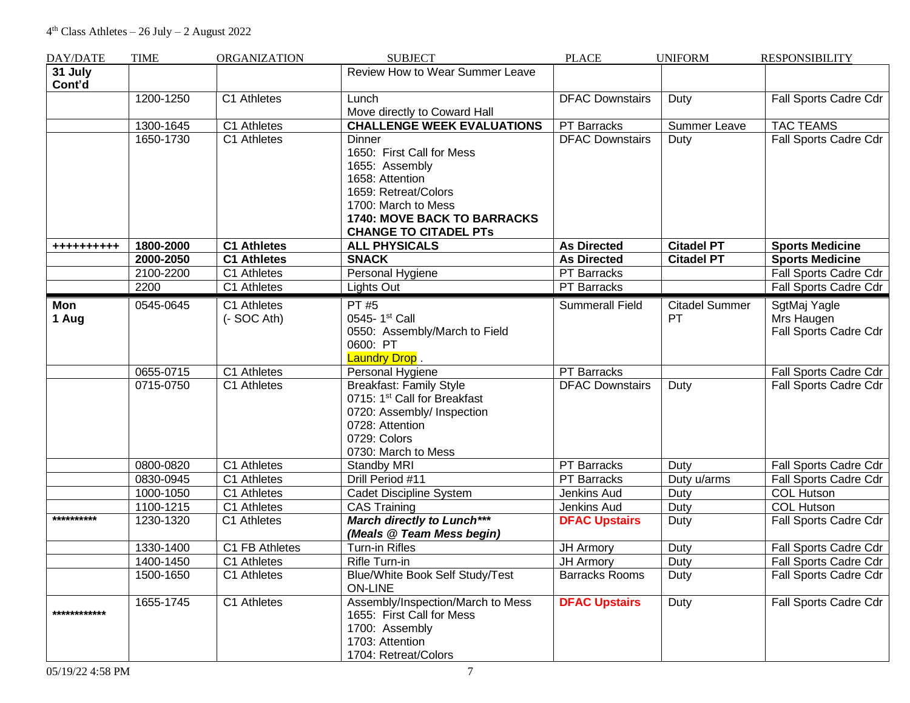4th Class Athletes – 26 July – 2 August 2022

| DAY/DATE | TIME | ORGANIZATION | SUBJECT | PLACE | UNIFORM | RESPONSIBILITY |
|---|---|---|---|---|---|---|
| **31 July Cont'd** | | | Review How to Wear Summer Leave | | | |
| | 1200-1250 | C1 Athletes | Lunch<br>Move directly to Coward Hall | DFAC Downstairs | Duty | Fall Sports Cadre Cdr |
| | 1300-1645 | C1 Athletes | **CHALLENGE WEEK EVALUATIONS** | PT Barracks | Summer Leave | TAC TEAMS |
| | 1650-1730 | C1 Athletes | Dinner<br>1650: First Call for Mess<br>1655: Assembly<br>1658: Attention<br>1659: Retreat/Colors<br>1700: March to Mess<br>**1740: MOVE BACK TO BARRACKS**<br>**CHANGE TO CITADEL PTs** | DFAC Downstairs | Duty | Fall Sports Cadre Cdr |
| **++++++++++** | **1800-2000** | **C1 Athletes** | **ALL PHYSICALS** | **As Directed** | **Citadel PT** | **Sports Medicine** |
| | **2000-2050** | **C1 Athletes** | **SNACK** | **As Directed** | **Citadel PT** | **Sports Medicine** |
| | 2100-2200 | C1 Athletes | Personal Hygiene | PT Barracks | | Fall Sports Cadre Cdr |
| | 2200 | C1 Athletes | Lights Out | PT Barracks | | Fall Sports Cadre Cdr |
| **Mon 1 Aug** | 0545-0645 | C1 Athletes (- SOC Ath) | PT #5<br>0545- 1st Call<br>0550: Assembly/March to Field<br>0600: PT<br>Laundry Drop . | Summerall Field | Citadel Summer PT | SgtMaj Yagle<br>Mrs Haugen<br>Fall Sports Cadre Cdr |
| | 0655-0715 | C1 Athletes | Personal Hygiene | PT Barracks | | Fall Sports Cadre Cdr |
| | 0715-0750 | C1 Athletes | Breakfast: Family Style<br>0715: 1st Call for Breakfast<br>0720: Assembly/ Inspection<br>0728: Attention<br>0729: Colors<br>0730: March to Mess | DFAC Downstairs | Duty | Fall Sports Cadre Cdr |
| | 0800-0820 | C1 Athletes | Standby MRI | PT Barracks | Duty | Fall Sports Cadre Cdr |
| | 0830-0945 | C1 Athletes | Drill Period #11 | PT Barracks | Duty u/arms | Fall Sports Cadre Cdr |
| | 1000-1050 | C1 Athletes | Cadet Discipline System | Jenkins Aud | Duty | COL Hutson |
| | 1100-1215 | C1 Athletes | CAS Training | Jenkins Aud | Duty | COL Hutson |
| ********** | 1230-1320 | C1 Athletes | ***March directly to Lunch\*\*\**** <br>***(Meals @ Team Mess begin)*** | **DFAC Upstairs** | Duty | Fall Sports Cadre Cdr |
| | 1330-1400 | C1 FB Athletes | Turn-in Rifles | JH Armory | Duty | Fall Sports Cadre Cdr |
| | 1400-1450 | C1 Athletes | Rifle Turn-in | JH Armory | Duty | Fall Sports Cadre Cdr |
| | 1500-1650 | C1 Athletes | Blue/White Book Self Study/Test ON-LINE | Barracks Rooms | Duty | Fall Sports Cadre Cdr |
| ************ | 1655-1745 | C1 Athletes | Assembly/Inspection/March to Mess<br>1655: First Call for Mess<br>1700: Assembly<br>1703: Attention<br>1704: Retreat/Colors | **DFAC Upstairs** | Duty | Fall Sports Cadre Cdr |

05/19/22 4:58 PM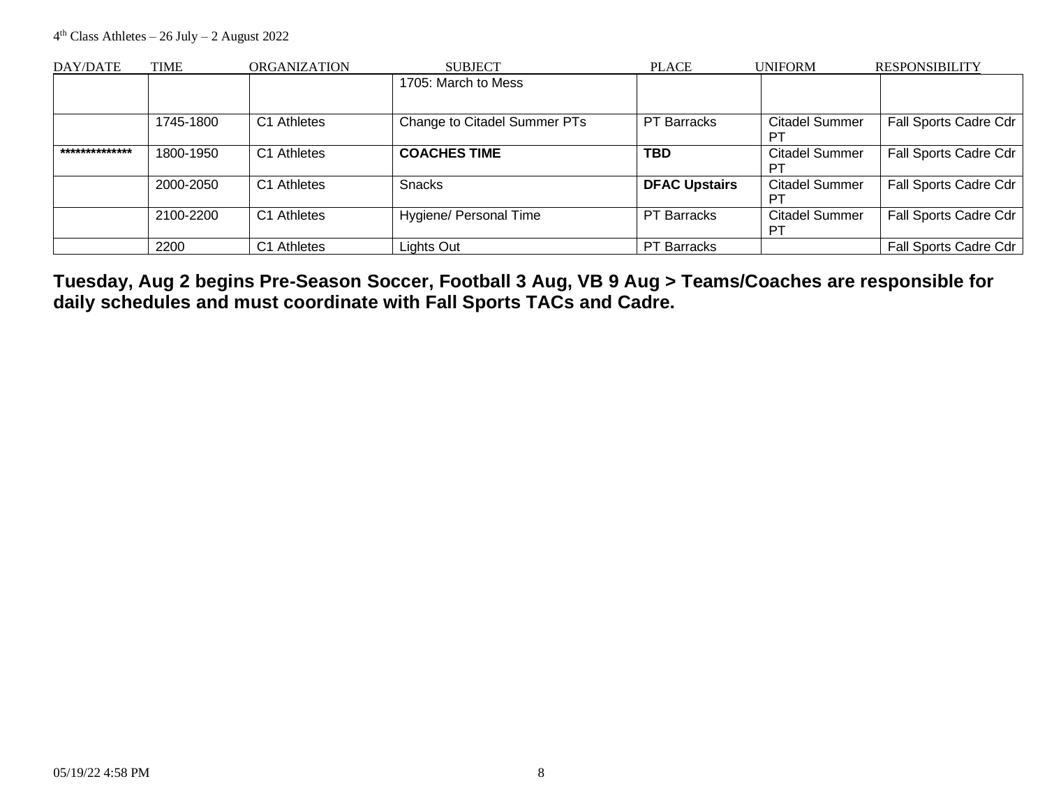4th Class Athletes – 26 July – 2 August 2022

| DAY/DATE | TIME | ORGANIZATION | SUBJECT | PLACE | UNIFORM | RESPONSIBILITY |
|---|---|---|---|---|---|---|
| | | | 1705: March to Mess | | | |
| | 1745-1800 | C1 Athletes | Change to Citadel Summer PTs | PT Barracks | Citadel Summer PT | Fall Sports Cadre Cdr |
| ************** | 1800-1950 | C1 Athletes | **COACHES TIME** | **TBD** | Citadel Summer PT | Fall Sports Cadre Cdr |
| | 2000-2050 | C1 Athletes | Snacks | **DFAC Upstairs** | Citadel Summer PT | Fall Sports Cadre Cdr |
| | 2100-2200 | C1 Athletes | Hygiene/ Personal Time | PT Barracks | Citadel Summer PT | Fall Sports Cadre Cdr |
| | 2200 | C1 Athletes | Lights Out | PT Barracks | | Fall Sports Cadre Cdr |

**Tuesday, Aug 2 begins Pre-Season Soccer, Football 3 Aug, VB 9 Aug > Teams/Coaches are responsible for daily schedules and must coordinate with Fall Sports TACs and Cadre.**

05/19/22 4:58 PM